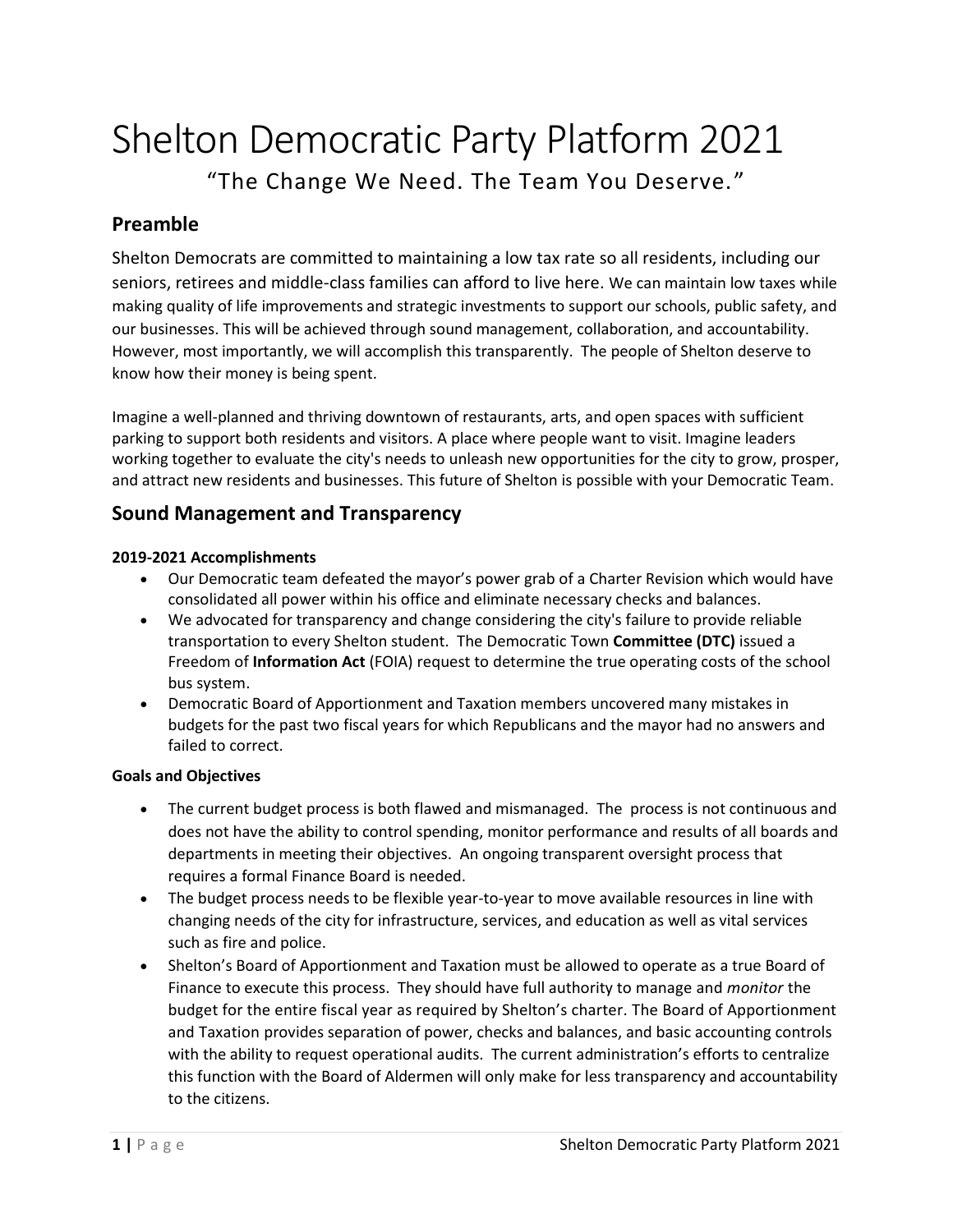# Shelton Democratic Party Platform 2021

"The Change We Need. The Team You Deserve."

## Preamble

Shelton Democrats are committed to maintaining a low tax rate so all residents, including our seniors, retirees and middle-class families can afford to live here. We can maintain low taxes while making quality of life improvements and strategic investments to support our schools, public safety, and our businesses. This will be achieved through sound management, collaboration, and accountability. However, most importantly, we will accomplish this transparently. The people of Shelton deserve to know how their money is being spent.

Imagine a well-planned and thriving downtown of restaurants, arts, and open spaces with sufficient parking to support both residents and visitors. A place where people want to visit. Imagine leaders working together to evaluate the city's needs to unleash new opportunities for the city to grow, prosper, and attract new residents and businesses. This future of Shelton is possible with your Democratic Team.

## Sound Management and Transparency

**2019-2021 Accomplishments**

- Our Democratic team defeated the mayor's power grab of a Charter Revision which would have consolidated all power within his office and eliminate necessary checks and balances.
- We advocated for transparency and change considering the city's failure to provide reliable transportation to every Shelton student. The Democratic Town **Committee (DTC)** issued a Freedom of **Information Act** (FOIA) request to determine the true operating costs of the school bus system.
- Democratic Board of Apportionment and Taxation members uncovered many mistakes in budgets for the past two fiscal years for which Republicans and the mayor had no answers and failed to correct.

**Goals and Objectives**

- The current budget process is both flawed and mismanaged. The process is not continuous and does not have the ability to control spending, monitor performance and results of all boards and departments in meeting their objectives. An ongoing transparent oversight process that requires a formal Finance Board is needed.
- The budget process needs to be flexible year-to-year to move available resources in line with changing needs of the city for infrastructure, services, and education as well as vital services such as fire and police.
- Shelton's Board of Apportionment and Taxation must be allowed to operate as a true Board of Finance to execute this process. They should have full authority to manage and *monitor* the budget for the entire fiscal year as required by Shelton's charter. The Board of Apportionment and Taxation provides separation of power, checks and balances, and basic accounting controls with the ability to request operational audits. The current administration's efforts to centralize this function with the Board of Aldermen will only make for less transparency and accountability to the citizens.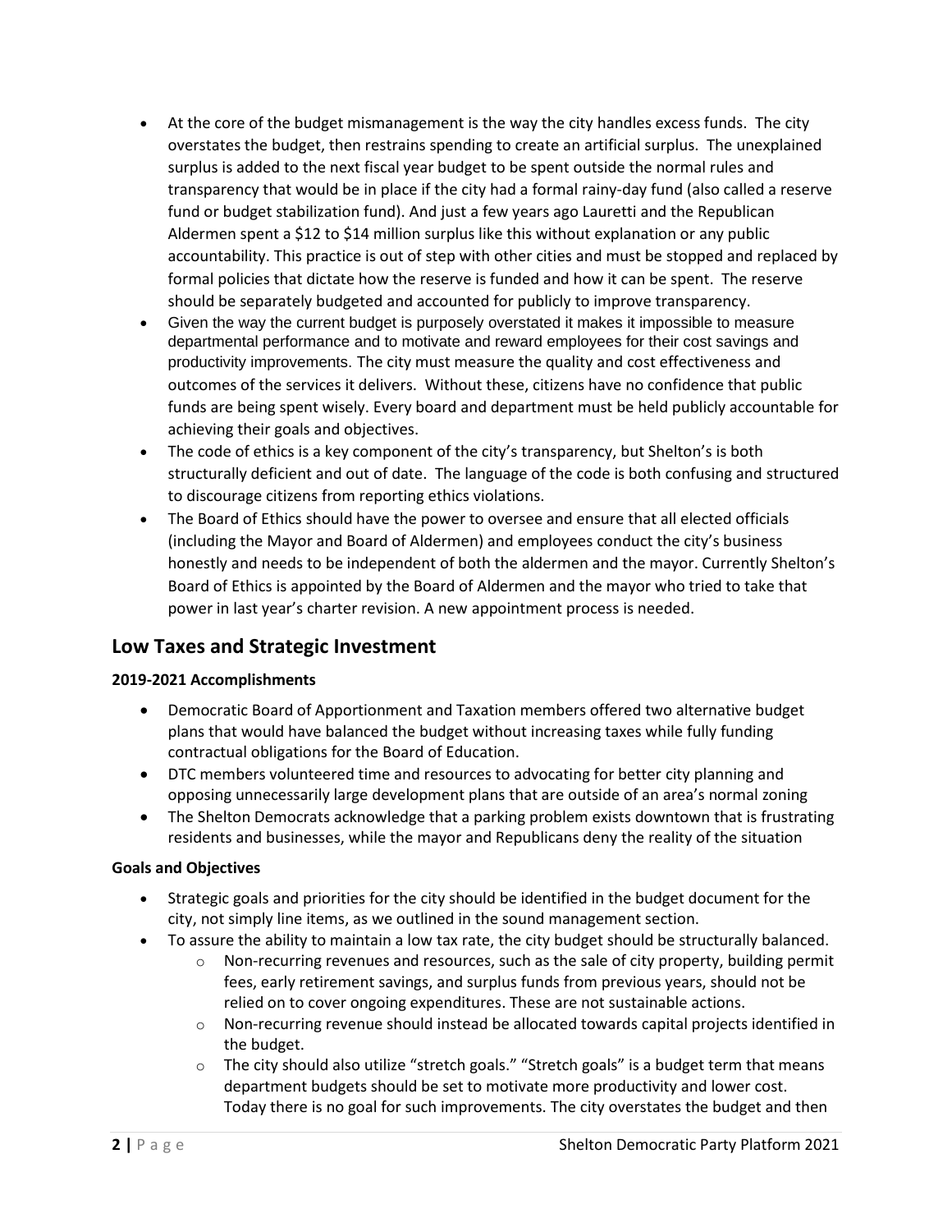- At the core of the budget mismanagement is the way the city handles excess funds. The city overstates the budget, then restrains spending to create an artificial surplus. The unexplained surplus is added to the next fiscal year budget to be spent outside the normal rules and transparency that would be in place if the city had a formal rainy-day fund (also called a reserve fund or budget stabilization fund). And just a few years ago Lauretti and the Republican Aldermen spent a $12 to $14 million surplus like this without explanation or any public accountability. This practice is out of step with other cities and must be stopped and replaced by formal policies that dictate how the reserve is funded and how it can be spent. The reserve should be separately budgeted and accounted for publicly to improve transparency.
- Given the way the current budget is purposely overstated it makes it impossible to measure departmental performance and to motivate and reward employees for their cost savings and productivity improvements. The city must measure the quality and cost effectiveness and outcomes of the services it delivers. Without these, citizens have no confidence that public funds are being spent wisely. Every board and department must be held publicly accountable for achieving their goals and objectives.
- The code of ethics is a key component of the city's transparency, but Shelton's is both structurally deficient and out of date. The language of the code is both confusing and structured to discourage citizens from reporting ethics violations.
- The Board of Ethics should have the power to oversee and ensure that all elected officials (including the Mayor and Board of Aldermen) and employees conduct the city's business honestly and needs to be independent of both the aldermen and the mayor. Currently Shelton's Board of Ethics is appointed by the Board of Aldermen and the mayor who tried to take that power in last year's charter revision. A new appointment process is needed.

## Low Taxes and Strategic Investment

**2019-2021 Accomplishments**

- Democratic Board of Apportionment and Taxation members offered two alternative budget plans that would have balanced the budget without increasing taxes while fully funding contractual obligations for the Board of Education.
- DTC members volunteered time and resources to advocating for better city planning and opposing unnecessarily large development plans that are outside of an area's normal zoning
- The Shelton Democrats acknowledge that a parking problem exists downtown that is frustrating residents and businesses, while the mayor and Republicans deny the reality of the situation

**Goals and Objectives**

- Strategic goals and priorities for the city should be identified in the budget document for the city, not simply line items, as we outlined in the sound management section.
- To assure the ability to maintain a low tax rate, the city budget should be structurally balanced.
  - Non-recurring revenues and resources, such as the sale of city property, building permit fees, early retirement savings, and surplus funds from previous years, should not be relied on to cover ongoing expenditures. These are not sustainable actions.
  - Non-recurring revenue should instead be allocated towards capital projects identified in the budget.
  - The city should also utilize "stretch goals." "Stretch goals" is a budget term that means department budgets should be set to motivate more productivity and lower cost. Today there is no goal for such improvements. The city overstates the budget and then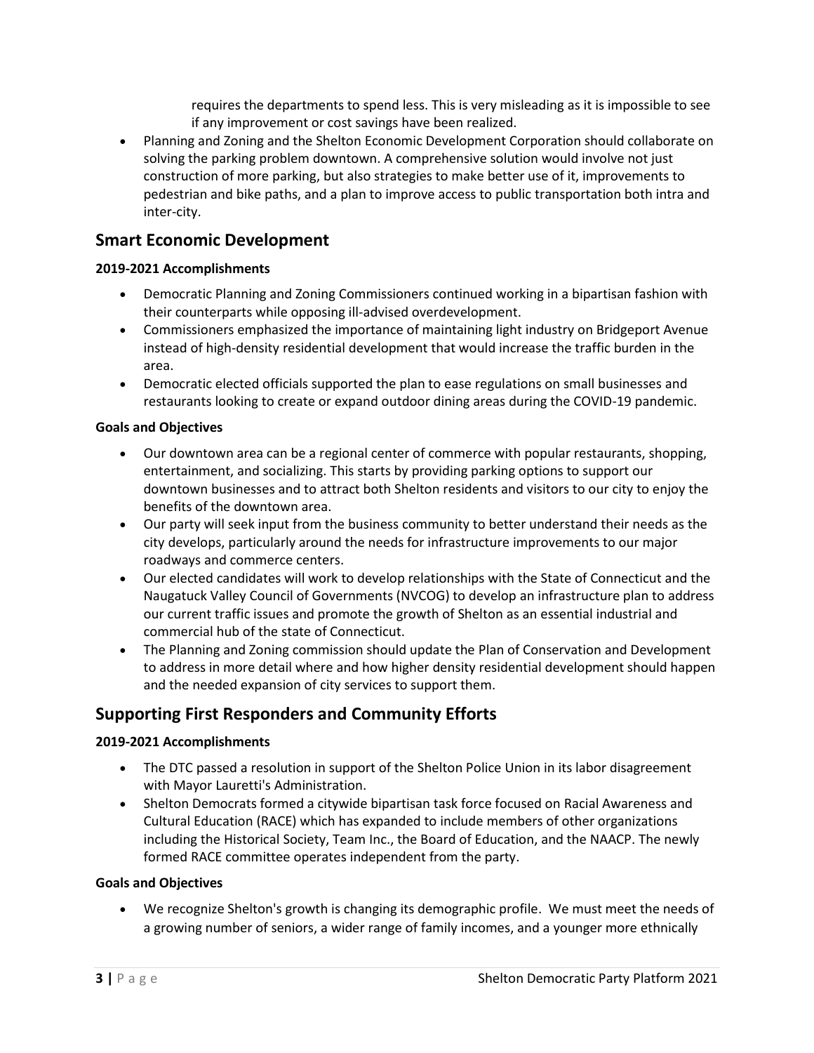requires the departments to spend less. This is very misleading as it is impossible to see if any improvement or cost savings have been realized.

- Planning and Zoning and the Shelton Economic Development Corporation should collaborate on solving the parking problem downtown. A comprehensive solution would involve not just construction of more parking, but also strategies to make better use of it, improvements to pedestrian and bike paths, and a plan to improve access to public transportation both intra and inter-city.

## Smart Economic Development

**2019-2021 Accomplishments**

- Democratic Planning and Zoning Commissioners continued working in a bipartisan fashion with their counterparts while opposing ill-advised overdevelopment.
- Commissioners emphasized the importance of maintaining light industry on Bridgeport Avenue instead of high-density residential development that would increase the traffic burden in the area.
- Democratic elected officials supported the plan to ease regulations on small businesses and restaurants looking to create or expand outdoor dining areas during the COVID-19 pandemic.

**Goals and Objectives**

- Our downtown area can be a regional center of commerce with popular restaurants, shopping, entertainment, and socializing. This starts by providing parking options to support our downtown businesses and to attract both Shelton residents and visitors to our city to enjoy the benefits of the downtown area.
- Our party will seek input from the business community to better understand their needs as the city develops, particularly around the needs for infrastructure improvements to our major roadways and commerce centers.
- Our elected candidates will work to develop relationships with the State of Connecticut and the Naugatuck Valley Council of Governments (NVCOG) to develop an infrastructure plan to address our current traffic issues and promote the growth of Shelton as an essential industrial and commercial hub of the state of Connecticut.
- The Planning and Zoning commission should update the Plan of Conservation and Development to address in more detail where and how higher density residential development should happen and the needed expansion of city services to support them.

## Supporting First Responders and Community Efforts

**2019-2021 Accomplishments**

- The DTC passed a resolution in support of the Shelton Police Union in its labor disagreement with Mayor Lauretti's Administration.
- Shelton Democrats formed a citywide bipartisan task force focused on Racial Awareness and Cultural Education (RACE) which has expanded to include members of other organizations including the Historical Society, Team Inc., the Board of Education, and the NAACP. The newly formed RACE committee operates independent from the party.

**Goals and Objectives**

- We recognize Shelton's growth is changing its demographic profile. We must meet the needs of a growing number of seniors, a wider range of family incomes, and a younger more ethnically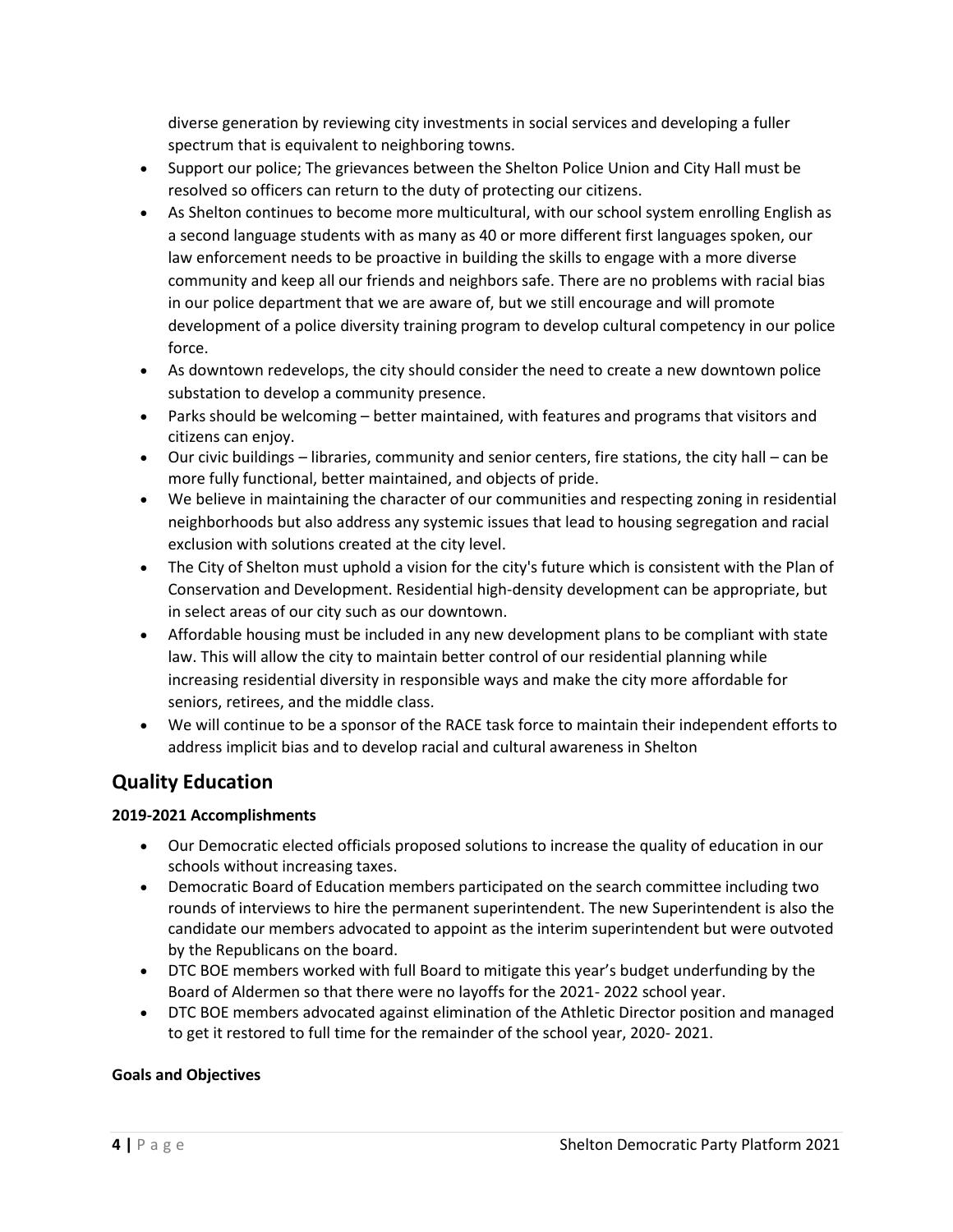diverse generation by reviewing city investments in social services and developing a fuller spectrum that is equivalent to neighboring towns.

- Support our police; The grievances between the Shelton Police Union and City Hall must be resolved so officers can return to the duty of protecting our citizens.
- As Shelton continues to become more multicultural, with our school system enrolling English as a second language students with as many as 40 or more different first languages spoken, our law enforcement needs to be proactive in building the skills to engage with a more diverse community and keep all our friends and neighbors safe. There are no problems with racial bias in our police department that we are aware of, but we still encourage and will promote development of a police diversity training program to develop cultural competency in our police force.
- As downtown redevelops, the city should consider the need to create a new downtown police substation to develop a community presence.
- Parks should be welcoming – better maintained, with features and programs that visitors and citizens can enjoy.
- Our civic buildings – libraries, community and senior centers, fire stations, the city hall – can be more fully functional, better maintained, and objects of pride.
- We believe in maintaining the character of our communities and respecting zoning in residential neighborhoods but also address any systemic issues that lead to housing segregation and racial exclusion with solutions created at the city level.
- The City of Shelton must uphold a vision for the city's future which is consistent with the Plan of Conservation and Development. Residential high-density development can be appropriate, but in select areas of our city such as our downtown.
- Affordable housing must be included in any new development plans to be compliant with state law. This will allow the city to maintain better control of our residential planning while increasing residential diversity in responsible ways and make the city more affordable for seniors, retirees, and the middle class.
- We will continue to be a sponsor of the RACE task force to maintain their independent efforts to address implicit bias and to develop racial and cultural awareness in Shelton

## Quality Education

**2019-2021 Accomplishments**

- Our Democratic elected officials proposed solutions to increase the quality of education in our schools without increasing taxes.
- Democratic Board of Education members participated on the search committee including two rounds of interviews to hire the permanent superintendent. The new Superintendent is also the candidate our members advocated to appoint as the interim superintendent but were outvoted by the Republicans on the board.
- DTC BOE members worked with full Board to mitigate this year's budget underfunding by the Board of Aldermen so that there were no layoffs for the 2021- 2022 school year.
- DTC BOE members advocated against elimination of the Athletic Director position and managed to get it restored to full time for the remainder of the school year, 2020- 2021.

**Goals and Objectives**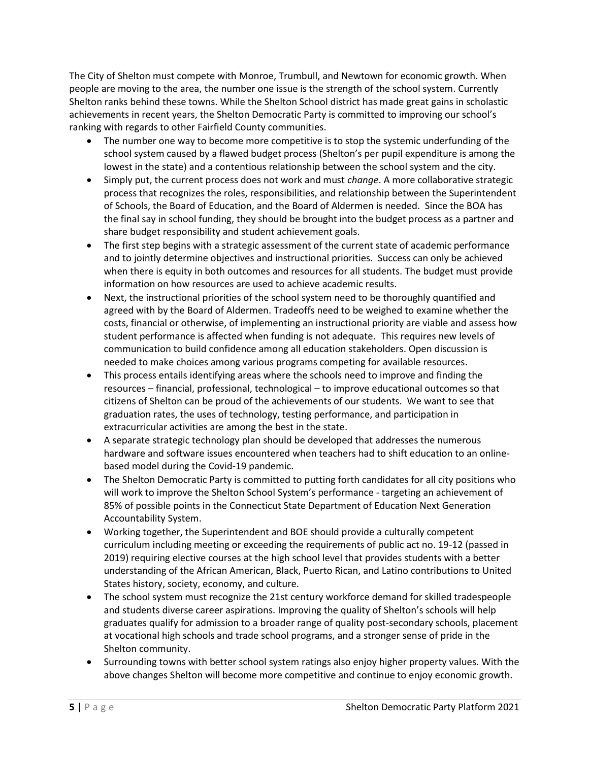The City of Shelton must compete with Monroe, Trumbull, and Newtown for economic growth. When people are moving to the area, the number one issue is the strength of the school system. Currently Shelton ranks behind these towns. While the Shelton School district has made great gains in scholastic achievements in recent years, the Shelton Democratic Party is committed to improving our school's ranking with regards to other Fairfield County communities.

- The number one way to become more competitive is to stop the systemic underfunding of the school system caused by a flawed budget process (Shelton's per pupil expenditure is among the lowest in the state) and a contentious relationship between the school system and the city.
- Simply put, the current process does not work and must *change*. A more collaborative strategic process that recognizes the roles, responsibilities, and relationship between the Superintendent of Schools, the Board of Education, and the Board of Aldermen is needed. Since the BOA has the final say in school funding, they should be brought into the budget process as a partner and share budget responsibility and student achievement goals.
- The first step begins with a strategic assessment of the current state of academic performance and to jointly determine objectives and instructional priorities. Success can only be achieved when there is equity in both outcomes and resources for all students. The budget must provide information on how resources are used to achieve academic results.
- Next, the instructional priorities of the school system need to be thoroughly quantified and agreed with by the Board of Aldermen. Tradeoffs need to be weighed to examine whether the costs, financial or otherwise, of implementing an instructional priority are viable and assess how student performance is affected when funding is not adequate. This requires new levels of communication to build confidence among all education stakeholders. Open discussion is needed to make choices among various programs competing for available resources.
- This process entails identifying areas where the schools need to improve and finding the resources – financial, professional, technological – to improve educational outcomes so that citizens of Shelton can be proud of the achievements of our students. We want to see that graduation rates, the uses of technology, testing performance, and participation in extracurricular activities are among the best in the state.
- A separate strategic technology plan should be developed that addresses the numerous hardware and software issues encountered when teachers had to shift education to an online-based model during the Covid-19 pandemic.
- The Shelton Democratic Party is committed to putting forth candidates for all city positions who will work to improve the Shelton School System's performance - targeting an achievement of 85% of possible points in the Connecticut State Department of Education Next Generation Accountability System.
- Working together, the Superintendent and BOE should provide a culturally competent curriculum including meeting or exceeding the requirements of public act no. 19-12 (passed in 2019) requiring elective courses at the high school level that provides students with a better understanding of the African American, Black, Puerto Rican, and Latino contributions to United States history, society, economy, and culture.
- The school system must recognize the 21st century workforce demand for skilled tradespeople and students diverse career aspirations. Improving the quality of Shelton's schools will help graduates qualify for admission to a broader range of quality post-secondary schools, placement at vocational high schools and trade school programs, and a stronger sense of pride in the Shelton community.
- Surrounding towns with better school system ratings also enjoy higher property values. With the above changes Shelton will become more competitive and continue to enjoy economic growth.